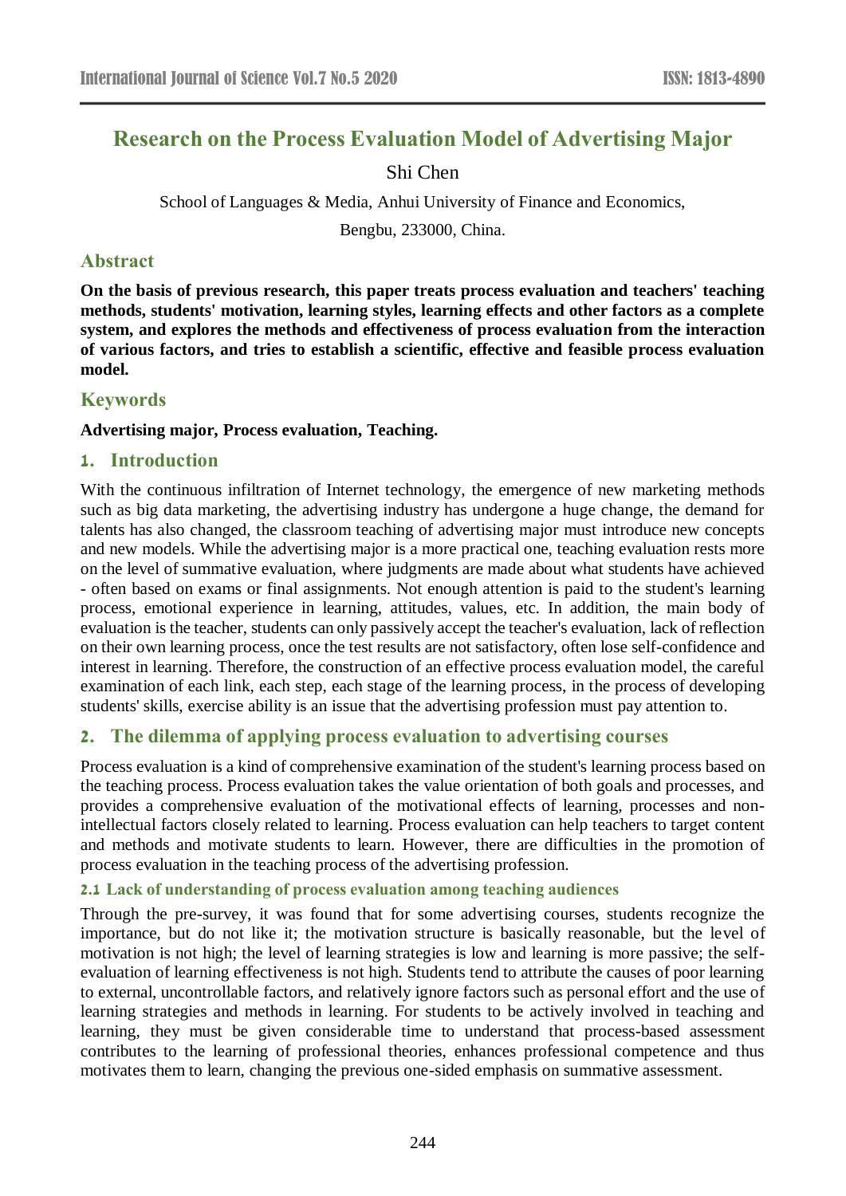# Research on the Process Evaluation Model of Advertising Major

Shi Chen

School of Languages & Media, Anhui University of Finance and Economics,

Bengbu, 233000, China.

## Abstract

**On the basis of previous research, this paper treats process evaluation and teachers' teaching methods, students' motivation, learning styles, learning effects and other factors as a complete system, and explores the methods and effectiveness of process evaluation from the interaction of various factors, and tries to establish a scientific, effective and feasible process evaluation model.**

## Keywords

**Advertising major, Process evaluation, Teaching.**

## 1. Introduction

With the continuous infiltration of Internet technology, the emergence of new marketing methods such as big data marketing, the advertising industry has undergone a huge change, the demand for talents has also changed, the classroom teaching of advertising major must introduce new concepts and new models. While the advertising major is a more practical one, teaching evaluation rests more on the level of summative evaluation, where judgments are made about what students have achieved - often based on exams or final assignments. Not enough attention is paid to the student's learning process, emotional experience in learning, attitudes, values, etc. In addition, the main body of evaluation is the teacher, students can only passively accept the teacher's evaluation, lack of reflection on their own learning process, once the test results are not satisfactory, often lose self-confidence and interest in learning. Therefore, the construction of an effective process evaluation model, the careful examination of each link, each step, each stage of the learning process, in the process of developing students' skills, exercise ability is an issue that the advertising profession must pay attention to.

## 2. The dilemma of applying process evaluation to advertising courses

Process evaluation is a kind of comprehensive examination of the student's learning process based on the teaching process. Process evaluation takes the value orientation of both goals and processes, and provides a comprehensive evaluation of the motivational effects of learning, processes and non-intellectual factors closely related to learning. Process evaluation can help teachers to target content and methods and motivate students to learn. However, there are difficulties in the promotion of process evaluation in the teaching process of the advertising profession.

### 2.1 Lack of understanding of process evaluation among teaching audiences

Through the pre-survey, it was found that for some advertising courses, students recognize the importance, but do not like it; the motivation structure is basically reasonable, but the level of motivation is not high; the level of learning strategies is low and learning is more passive; the self-evaluation of learning effectiveness is not high. Students tend to attribute the causes of poor learning to external, uncontrollable factors, and relatively ignore factors such as personal effort and the use of learning strategies and methods in learning. For students to be actively involved in teaching and learning, they must be given considerable time to understand that process-based assessment contributes to the learning of professional theories, enhances professional competence and thus motivates them to learn, changing the previous one-sided emphasis on summative assessment.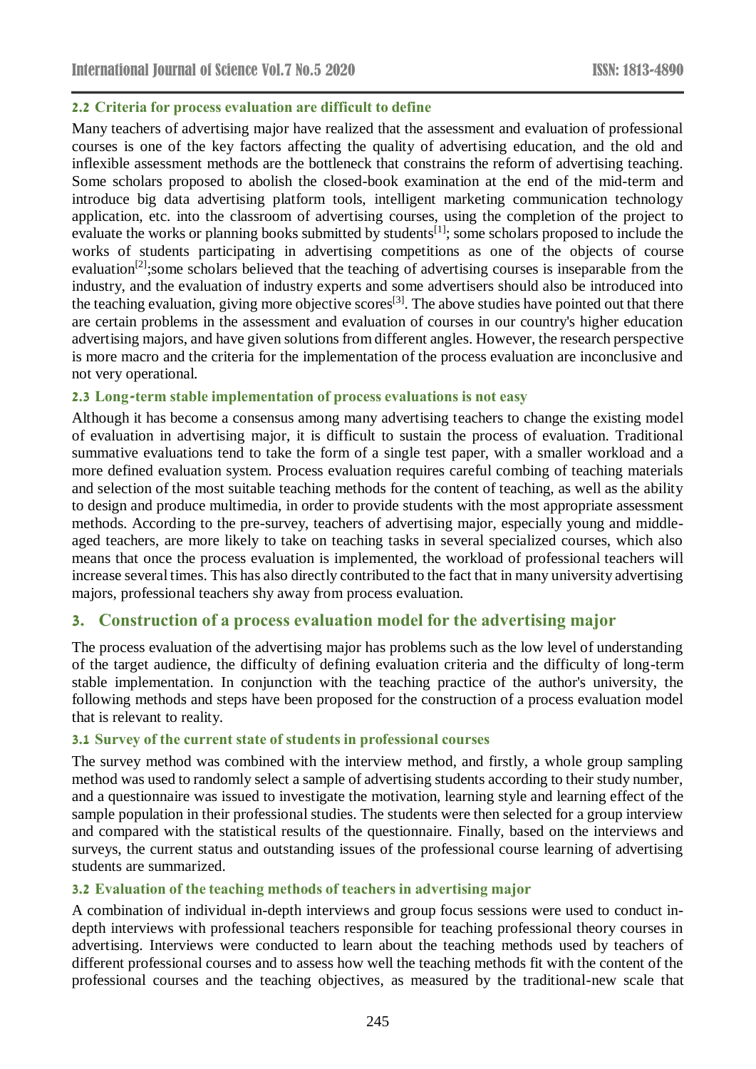### 2.2 Criteria for process evaluation are difficult to define

Many teachers of advertising major have realized that the assessment and evaluation of professional courses is one of the key factors affecting the quality of advertising education, and the old and inflexible assessment methods are the bottleneck that constrains the reform of advertising teaching. Some scholars proposed to abolish the closed-book examination at the end of the mid-term and introduce big data advertising platform tools, intelligent marketing communication technology application, etc. into the classroom of advertising courses, using the completion of the project to evaluate the works or planning books submitted by students[1]; some scholars proposed to include the works of students participating in advertising competitions as one of the objects of course evaluation[2];some scholars believed that the teaching of advertising courses is inseparable from the industry, and the evaluation of industry experts and some advertisers should also be introduced into the teaching evaluation, giving more objective scores[3]. The above studies have pointed out that there are certain problems in the assessment and evaluation of courses in our country's higher education advertising majors, and have given solutions from different angles. However, the research perspective is more macro and the criteria for the implementation of the process evaluation are inconclusive and not very operational.

### 2.3 Long-term stable implementation of process evaluations is not easy

Although it has become a consensus among many advertising teachers to change the existing model of evaluation in advertising major, it is difficult to sustain the process of evaluation. Traditional summative evaluations tend to take the form of a single test paper, with a smaller workload and a more defined evaluation system. Process evaluation requires careful combing of teaching materials and selection of the most suitable teaching methods for the content of teaching, as well as the ability to design and produce multimedia, in order to provide students with the most appropriate assessment methods. According to the pre-survey, teachers of advertising major, especially young and middle-aged teachers, are more likely to take on teaching tasks in several specialized courses, which also means that once the process evaluation is implemented, the workload of professional teachers will increase several times. This has also directly contributed to the fact that in many university advertising majors, professional teachers shy away from process evaluation.

## 3. Construction of a process evaluation model for the advertising major

The process evaluation of the advertising major has problems such as the low level of understanding of the target audience, the difficulty of defining evaluation criteria and the difficulty of long-term stable implementation. In conjunction with the teaching practice of the author's university, the following methods and steps have been proposed for the construction of a process evaluation model that is relevant to reality.

### 3.1 Survey of the current state of students in professional courses

The survey method was combined with the interview method, and firstly, a whole group sampling method was used to randomly select a sample of advertising students according to their study number, and a questionnaire was issued to investigate the motivation, learning style and learning effect of the sample population in their professional studies. The students were then selected for a group interview and compared with the statistical results of the questionnaire. Finally, based on the interviews and surveys, the current status and outstanding issues of the professional course learning of advertising students are summarized.

### 3.2 Evaluation of the teaching methods of teachers in advertising major

A combination of individual in-depth interviews and group focus sessions were used to conduct in-depth interviews with professional teachers responsible for teaching professional theory courses in advertising. Interviews were conducted to learn about the teaching methods used by teachers of different professional courses and to assess how well the teaching methods fit with the content of the professional courses and the teaching objectives, as measured by the traditional-new scale that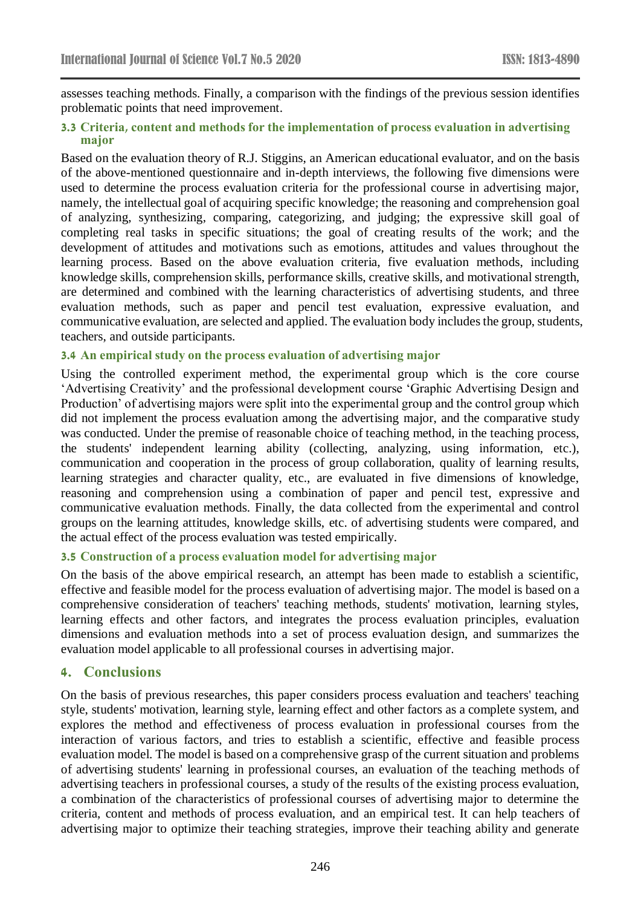assesses teaching methods. Finally, a comparison with the findings of the previous session identifies problematic points that need improvement.

### 3.3 Criteria, content and methods for the implementation of process evaluation in advertising major

Based on the evaluation theory of R.J. Stiggins, an American educational evaluator, and on the basis of the above-mentioned questionnaire and in-depth interviews, the following five dimensions were used to determine the process evaluation criteria for the professional course in advertising major, namely, the intellectual goal of acquiring specific knowledge; the reasoning and comprehension goal of analyzing, synthesizing, comparing, categorizing, and judging; the expressive skill goal of completing real tasks in specific situations; the goal of creating results of the work; and the development of attitudes and motivations such as emotions, attitudes and values throughout the learning process. Based on the above evaluation criteria, five evaluation methods, including knowledge skills, comprehension skills, performance skills, creative skills, and motivational strength, are determined and combined with the learning characteristics of advertising students, and three evaluation methods, such as paper and pencil test evaluation, expressive evaluation, and communicative evaluation, are selected and applied. The evaluation body includes the group, students, teachers, and outside participants.

### 3.4 An empirical study on the process evaluation of advertising major

Using the controlled experiment method, the experimental group which is the core course 'Advertising Creativity' and the professional development course 'Graphic Advertising Design and Production' of advertising majors were split into the experimental group and the control group which did not implement the process evaluation among the advertising major, and the comparative study was conducted. Under the premise of reasonable choice of teaching method, in the teaching process, the students' independent learning ability (collecting, analyzing, using information, etc.), communication and cooperation in the process of group collaboration, quality of learning results, learning strategies and character quality, etc., are evaluated in five dimensions of knowledge, reasoning and comprehension using a combination of paper and pencil test, expressive and communicative evaluation methods. Finally, the data collected from the experimental and control groups on the learning attitudes, knowledge skills, etc. of advertising students were compared, and the actual effect of the process evaluation was tested empirically.

### 3.5 Construction of a process evaluation model for advertising major

On the basis of the above empirical research, an attempt has been made to establish a scientific, effective and feasible model for the process evaluation of advertising major. The model is based on a comprehensive consideration of teachers' teaching methods, students' motivation, learning styles, learning effects and other factors, and integrates the process evaluation principles, evaluation dimensions and evaluation methods into a set of process evaluation design, and summarizes the evaluation model applicable to all professional courses in advertising major.

## 4. Conclusions

On the basis of previous researches, this paper considers process evaluation and teachers' teaching style, students' motivation, learning style, learning effect and other factors as a complete system, and explores the method and effectiveness of process evaluation in professional courses from the interaction of various factors, and tries to establish a scientific, effective and feasible process evaluation model. The model is based on a comprehensive grasp of the current situation and problems of advertising students' learning in professional courses, an evaluation of the teaching methods of advertising teachers in professional courses, a study of the results of the existing process evaluation, a combination of the characteristics of professional courses of advertising major to determine the criteria, content and methods of process evaluation, and an empirical test. It can help teachers of advertising major to optimize their teaching strategies, improve their teaching ability and generate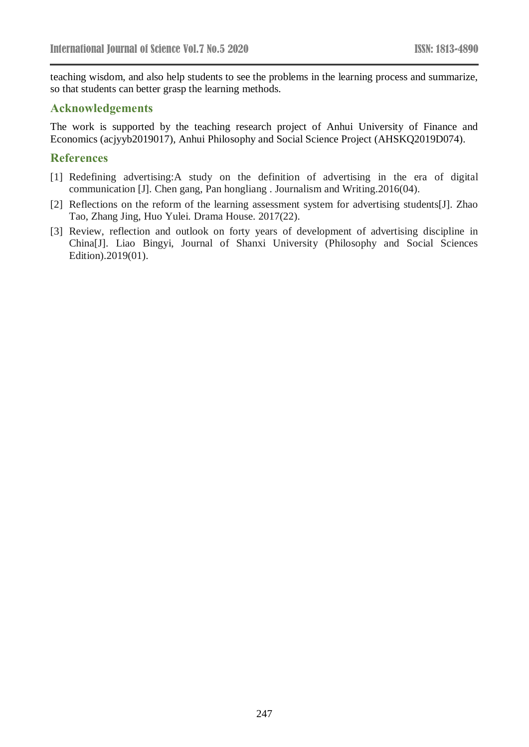teaching wisdom, and also help students to see the problems in the learning process and summarize, so that students can better grasp the learning methods.

## Acknowledgements

The work is supported by the teaching research project of Anhui University of Finance and Economics (acjyyb2019017), Anhui Philosophy and Social Science Project (AHSKQ2019D074).

## References

[1] Redefining advertising:A study on the definition of advertising in the era of digital communication [J]. Chen gang, Pan hongliang . Journalism and Writing.2016(04).

[2] Reflections on the reform of the learning assessment system for advertising students[J]. Zhao Tao, Zhang Jing, Huo Yulei. Drama House. 2017(22).

[3] Review, reflection and outlook on forty years of development of advertising discipline in China[J]. Liao Bingyi, Journal of Shanxi University (Philosophy and Social Sciences Edition).2019(01).